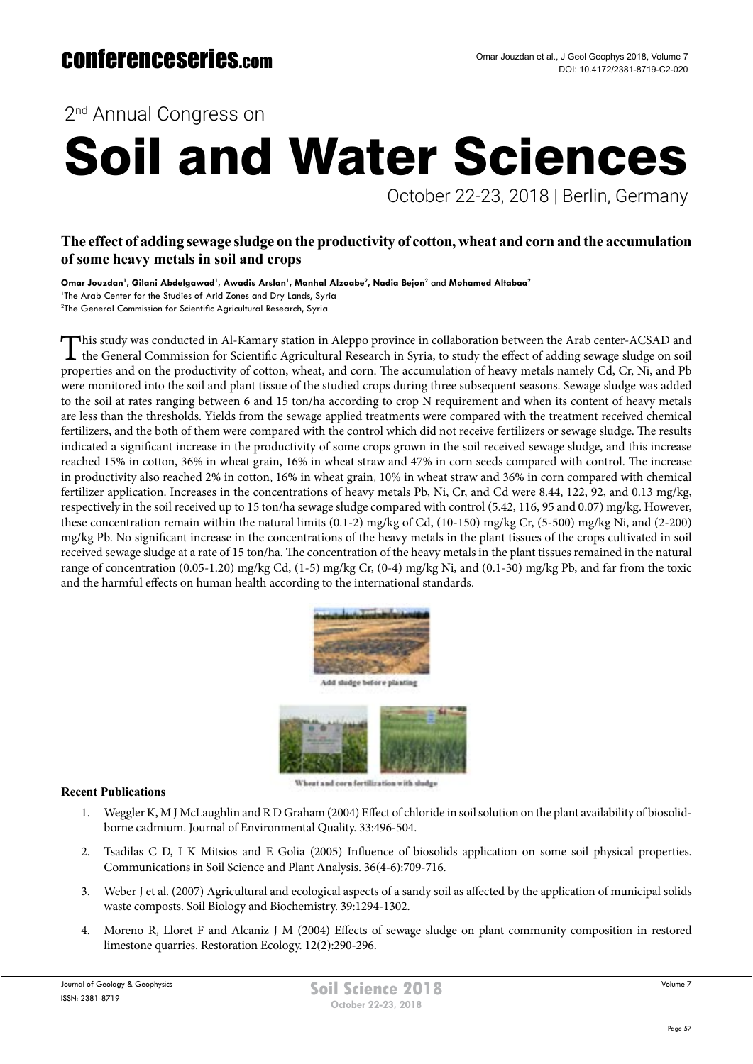# The effect of adding sewage sludge on the productivity of cotton, wheat and corn and the accumulation of some heavy metals in soil and crops

**Omar Jouzdan[1], Gilani Abdelgawad[1], Awadis Arslan[1], Manhal Alzoabe[2], Nadia Bejon[2] and Mohamed Altabaa[2]**

[1]The Arab Center for the Studies of Arid Zones and Dry Lands, Syria

[2]The General Commission for Scientific Agricultural Research, Syria

This study was conducted in Al-Kamary station in Aleppo province in collaboration between the Arab center-ACSAD and the General Commission for Scientific Agricultural Research in Syria, to study the effect of adding sewage sludge on soil properties and on the productivity of cotton, wheat, and corn. The accumulation of heavy metals namely Cd, Cr, Ni, and Pb were monitored into the soil and plant tissue of the studied crops during three subsequent seasons. Sewage sludge was added to the soil at rates ranging between 6 and 15 ton/ha according to crop N requirement and when its content of heavy metals are less than the thresholds. Yields from the sewage applied treatments were compared with the treatment received chemical fertilizers, and the both of them were compared with the control which did not receive fertilizers or sewage sludge. The results indicated a significant increase in the productivity of some crops grown in the soil received sewage sludge, and this increase reached 15% in cotton, 36% in wheat grain, 16% in wheat straw and 47% in corn seeds compared with control. The increase in productivity also reached 2% in cotton, 16% in wheat grain, 10% in wheat straw and 36% in corn compared with chemical fertilizer application. Increases in the concentrations of heavy metals Pb, Ni, Cr, and Cd were 8.44, 122, 92, and 0.13 mg/kg, respectively in the soil received up to 15 ton/ha sewage sludge compared with control (5.42, 116, 95 and 0.07) mg/kg. However, these concentration remain within the natural limits (0.1-2) mg/kg of Cd, (10-150) mg/kg Cr, (5-500) mg/kg Ni, and (2-200) mg/kg Pb. No significant increase in the concentrations of the heavy metals in the plant tissues of the crops cultivated in soil received sewage sludge at a rate of 15 ton/ha. The concentration of the heavy metals in the plant tissues remained in the natural range of concentration (0.05-1.20) mg/kg Cd, (1-5) mg/kg Cr, (0-4) mg/kg Ni, and (0.1-30) mg/kg Pb, and far from the toxic and the harmful effects on human health according to the international standards.

Add sludge before planting

Wheat and corn fertilization with sludge

### Recent Publications

1. Weggler K, M J McLaughlin and R D Graham (2004) Effect of chloride in soil solution on the plant availability of biosolid-borne cadmium. Journal of Environmental Quality. 33:496-504.
2. Tsadilas C D, I K Mitsios and E Golia (2005) Influence of biosolids application on some soil physical properties. Communications in Soil Science and Plant Analysis. 36(4-6):709-716.
3. Weber J et al. (2007) Agricultural and ecological aspects of a sandy soil as affected by the application of municipal solids waste composts. Soil Biology and Biochemistry. 39:1294-1302.
4. Moreno R, Lloret F and Alcaniz J M (2004) Effects of sewage sludge on plant community composition in restored limestone quarries. Restoration Ecology. 12(2):290-296.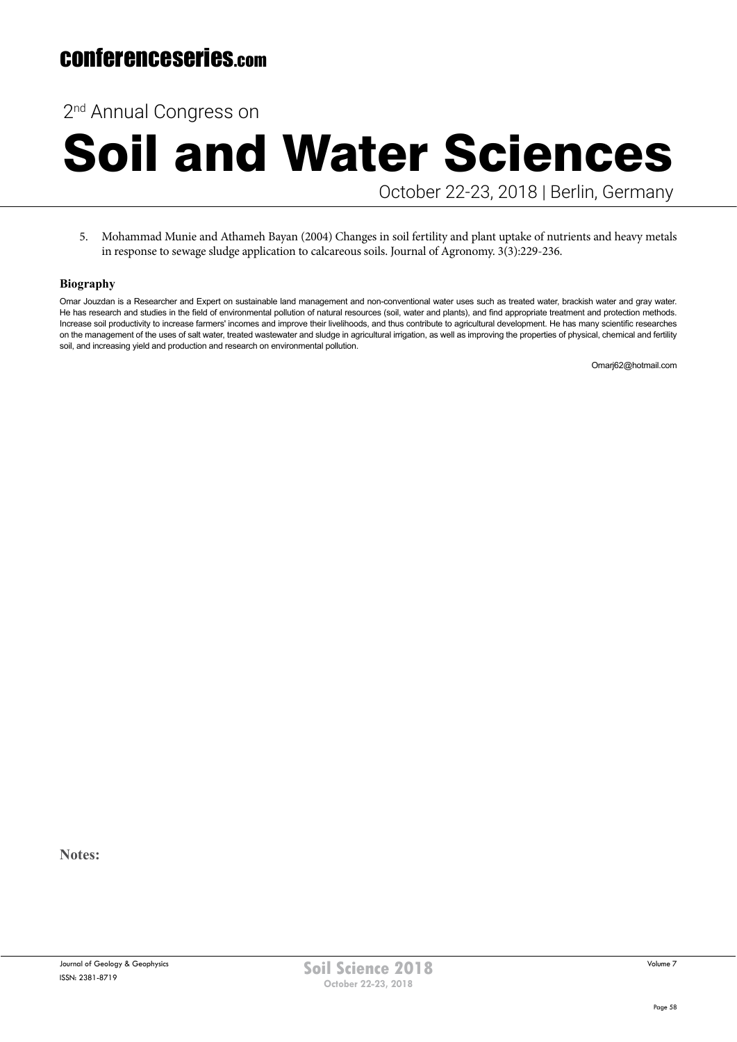5. Mohammad Munie and Athameh Bayan (2004) Changes in soil fertility and plant uptake of nutrients and heavy metals in response to sewage sludge application to calcareous soils. Journal of Agronomy. 3(3):229-236.

**Biography**

Omar Jouzdan is a Researcher and Expert on sustainable land management and non-conventional water uses such as treated water, brackish water and gray water. He has research and studies in the field of environmental pollution of natural resources (soil, water and plants), and find appropriate treatment and protection methods. Increase soil productivity to increase farmers' incomes and improve their livelihoods, and thus contribute to agricultural development. He has many scientific researches on the management of the uses of salt water, treated wastewater and sludge in agricultural irrigation, as well as improving the properties of physical, chemical and fertility soil, and increasing yield and production and research on environmental pollution.

Omarj62@hotmail.com

**Notes:**